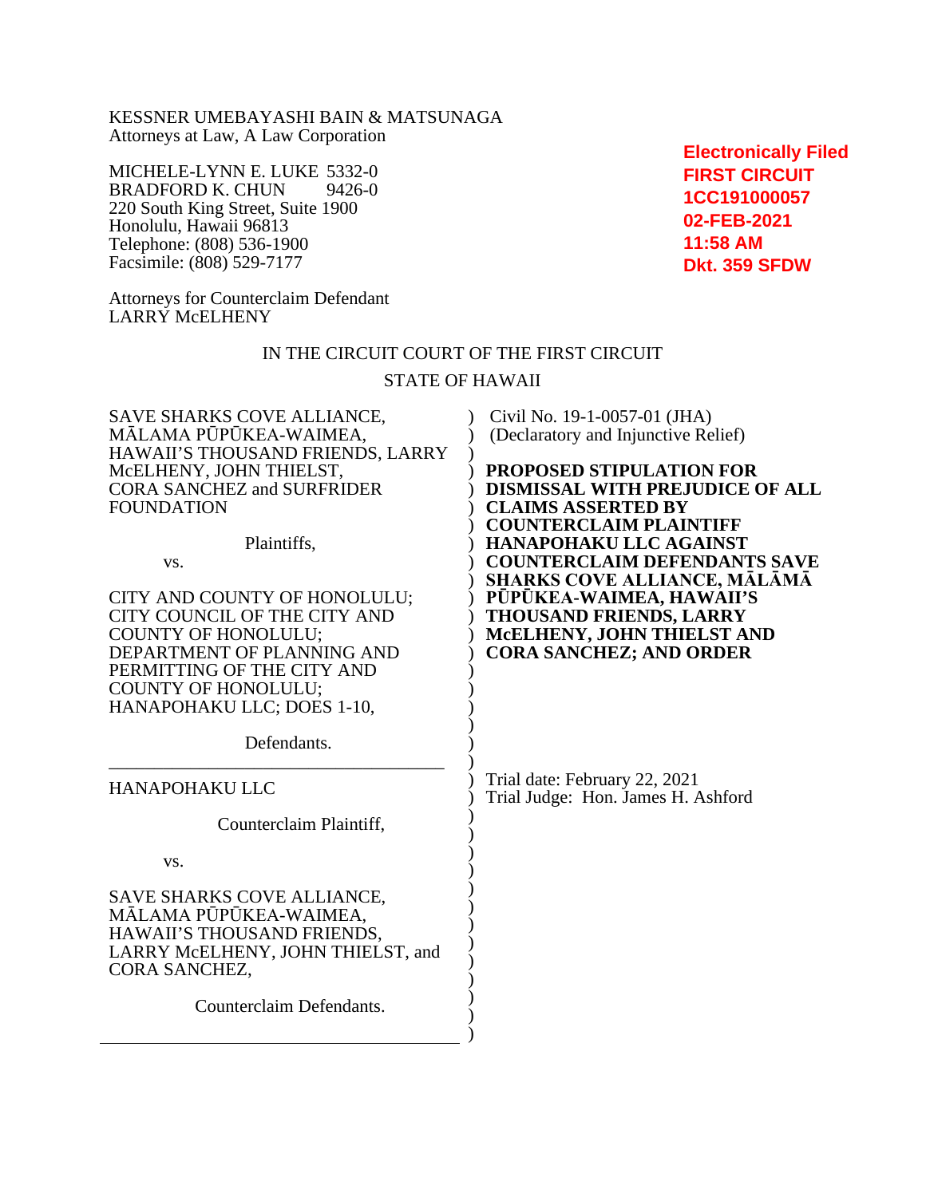KESSNER UMEBAYASHI BAIN & MATSUNAGA
Attorneys at Law, A Law Corporation

MICHELE-LYNN E. LUKE 5332-0
BRADFORD K. CHUN 9426-0
220 South King Street, Suite 1900
Honolulu, Hawaii 96813
Telephone: (808) 536-1900
Facsimile: (808) 529-7177

Attorneys for Counterclaim Defendant
LARRY McELHENY

**Electronically Filed**
**FIRST CIRCUIT**
**1CC191000057**
**02-FEB-2021**
**11:58 AM**
**Dkt. 359 SFDW**

IN THE CIRCUIT COURT OF THE FIRST CIRCUIT

STATE OF HAWAII

SAVE SHARKS COVE ALLIANCE, MĀLAMA PŪPŪKEA-WAIMEA, HAWAII'S THOUSAND FRIENDS, LARRY McELHENY, JOHN THIELST, CORA SANCHEZ and SURFRIDER FOUNDATION

Plaintiffs,

vs.

CITY AND COUNTY OF HONOLULU; CITY COUNCIL OF THE CITY AND COUNTY OF HONOLULU; DEPARTMENT OF PLANNING AND PERMITTING OF THE CITY AND COUNTY OF HONOLULU; HANAPOHAKU LLC; DOES 1-10,

Defendants.

---

HANAPOHAKU LLC

Counterclaim Plaintiff,

vs.

SAVE SHARKS COVE ALLIANCE, MĀLAMA PŪPŪKEA-WAIMEA, HAWAII'S THOUSAND FRIENDS, LARRY McELHENY, JOHN THIELST, and CORA SANCHEZ,

Counterclaim Defendants.

---

Civil No. 19-1-0057-01 (JHA)
(Declaratory and Injunctive Relief)

**PROPOSED STIPULATION FOR DISMISSAL WITH PREJUDICE OF ALL CLAIMS ASSERTED BY COUNTERCLAIM PLAINTIFF HANAPOHAKU LLC AGAINST COUNTERCLAIM DEFENDANTS SAVE SHARKS COVE ALLIANCE, MĀLĀMĀ PŪPŪKEA-WAIMEA, HAWAII'S THOUSAND FRIENDS, LARRY McELHENY, JOHN THIELST AND CORA SANCHEZ; AND ORDER**

Trial date: February 22, 2021
Trial Judge: Hon. James H. Ashford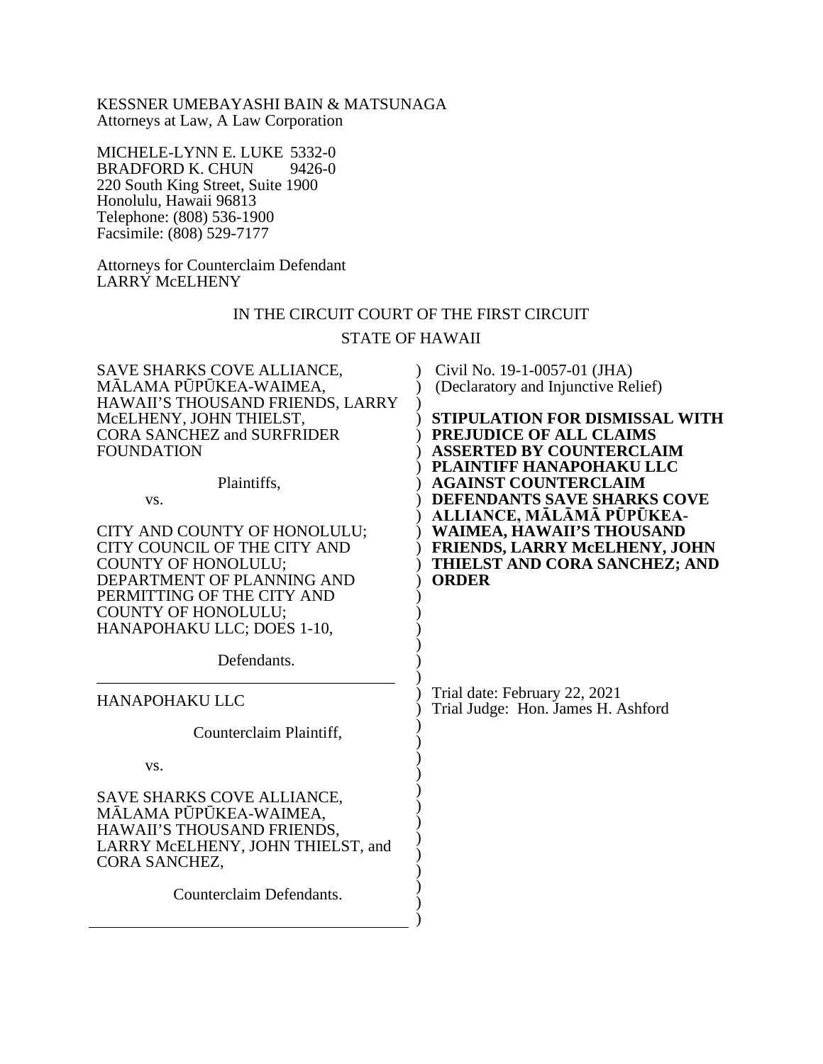KESSNER UMEBAYASHI BAIN & MATSUNAGA
Attorneys at Law, A Law Corporation

MICHELE-LYNN E. LUKE 5332-0
BRADFORD K. CHUN 9426-0
220 South King Street, Suite 1900
Honolulu, Hawaii 96813
Telephone: (808) 536-1900
Facsimile: (808) 529-7177

Attorneys for Counterclaim Defendant
LARRY McELHENY

IN THE CIRCUIT COURT OF THE FIRST CIRCUIT

STATE OF HAWAII

SAVE SHARKS COVE ALLIANCE, MĀLAMA PŪPŪKEA-WAIMEA, HAWAII'S THOUSAND FRIENDS, LARRY McELHENY, JOHN THIELST, CORA SANCHEZ and SURFRIDER FOUNDATION

Plaintiffs,

vs.

CITY AND COUNTY OF HONOLULU; CITY COUNCIL OF THE CITY AND COUNTY OF HONOLULU; DEPARTMENT OF PLANNING AND PERMITTING OF THE CITY AND COUNTY OF HONOLULU; HANAPOHAKU LLC; DOES 1-10,

Defendants.

---

HANAPOHAKU LLC

Counterclaim Plaintiff,

vs.

SAVE SHARKS COVE ALLIANCE, MĀLAMA PŪPŪKEA-WAIMEA, HAWAII'S THOUSAND FRIENDS, LARRY McELHENY, JOHN THIELST, and CORA SANCHEZ,

Counterclaim Defendants.

---

Civil No. 19-1-0057-01 (JHA)
(Declaratory and Injunctive Relief)

**STIPULATION FOR DISMISSAL WITH PREJUDICE OF ALL CLAIMS ASSERTED BY COUNTERCLAIM PLAINTIFF HANAPOHAKU LLC AGAINST COUNTERCLAIM DEFENDANTS SAVE SHARKS COVE ALLIANCE, MĀLĀMĀ PŪPŪKEA-WAIMEA, HAWAII'S THOUSAND FRIENDS, LARRY McELHENY, JOHN THIELST AND CORA SANCHEZ; AND ORDER**

Trial date: February 22, 2021
Trial Judge: Hon. James H. Ashford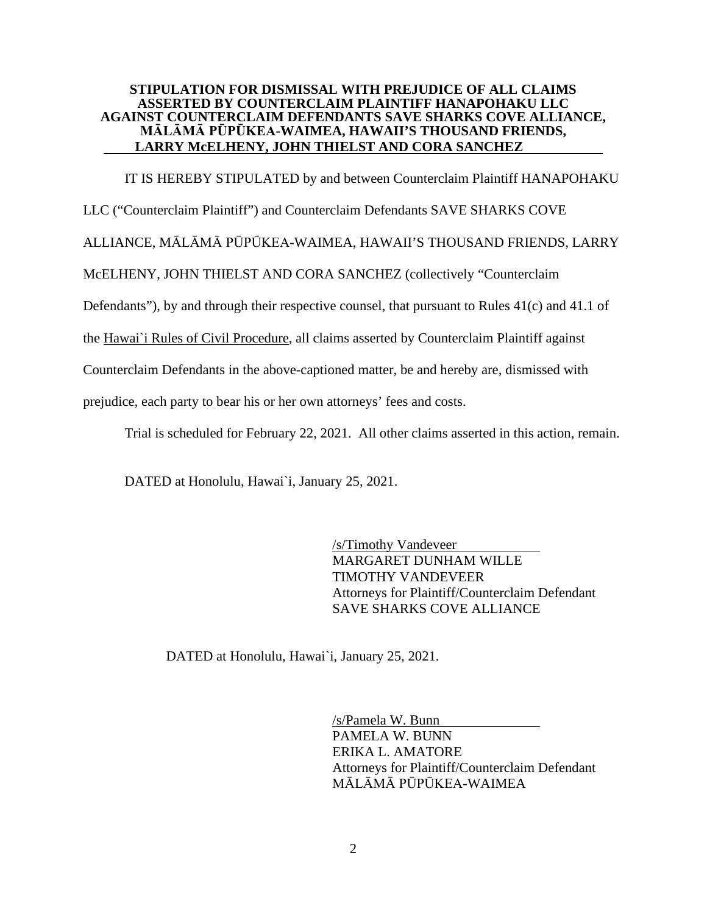**STIPULATION FOR DISMISSAL WITH PREJUDICE OF ALL CLAIMS ASSERTED BY COUNTERCLAIM PLAINTIFF HANAPOHAKU LLC AGAINST COUNTERCLAIM DEFENDANTS SAVE SHARKS COVE ALLIANCE, MĀLĀMĀ PŪPŪKEA-WAIMEA, HAWAII'S THOUSAND FRIENDS, LARRY McELHENY, JOHN THIELST AND CORA SANCHEZ**

IT IS HEREBY STIPULATED by and between Counterclaim Plaintiff HANAPOHAKU LLC ("Counterclaim Plaintiff") and Counterclaim Defendants SAVE SHARKS COVE ALLIANCE, MĀLĀMĀ PŪPŪKEA-WAIMEA, HAWAII'S THOUSAND FRIENDS, LARRY McELHENY, JOHN THIELST AND CORA SANCHEZ (collectively "Counterclaim Defendants"), by and through their respective counsel, that pursuant to Rules 41(c) and 41.1 of the Hawai`i Rules of Civil Procedure, all claims asserted by Counterclaim Plaintiff against Counterclaim Defendants in the above-captioned matter, be and hereby are, dismissed with prejudice, each party to bear his or her own attorneys' fees and costs.

Trial is scheduled for February 22, 2021. All other claims asserted in this action, remain.

DATED at Honolulu, Hawai`i, January 25, 2021.

/s/Timothy Vandeveer
MARGARET DUNHAM WILLE
TIMOTHY VANDEVEER
Attorneys for Plaintiff/Counterclaim Defendant
SAVE SHARKS COVE ALLIANCE

DATED at Honolulu, Hawai`i, January 25, 2021.

/s/Pamela W. Bunn
PAMELA W. BUNN
ERIKA L. AMATORE
Attorneys for Plaintiff/Counterclaim Defendant
MĀLĀMĀ PŪPŪKEA-WAIMEA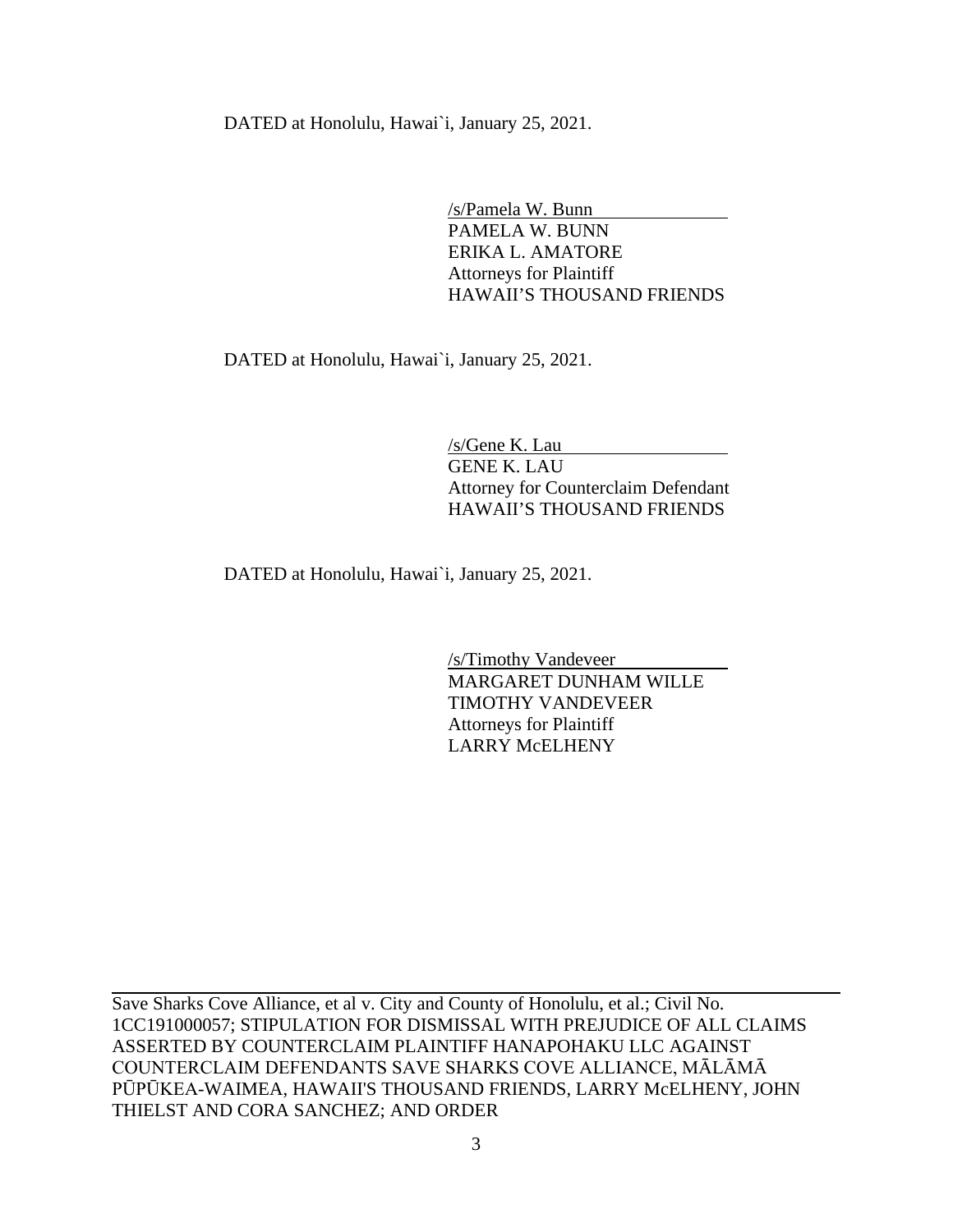DATED at Honolulu, Hawai`i, January 25, 2021.

/s/Pamela W. Bunn
PAMELA W. BUNN
ERIKA L. AMATORE
Attorneys for Plaintiff
HAWAII'S THOUSAND FRIENDS

DATED at Honolulu, Hawai`i, January 25, 2021.

/s/Gene K. Lau
GENE K. LAU
Attorney for Counterclaim Defendant
HAWAII'S THOUSAND FRIENDS

DATED at Honolulu, Hawai`i, January 25, 2021.

/s/Timothy Vandeveer
MARGARET DUNHAM WILLE
TIMOTHY VANDEVEER
Attorneys for Plaintiff
LARRY McELHENY

Save Sharks Cove Alliance, et al v. City and County of Honolulu, et al.; Civil No. 1CC191000057; STIPULATION FOR DISMISSAL WITH PREJUDICE OF ALL CLAIMS ASSERTED BY COUNTERCLAIM PLAINTIFF HANAPOHAKU LLC AGAINST COUNTERCLAIM DEFENDANTS SAVE SHARKS COVE ALLIANCE, MĀLĀMĀ PŪPŪKEA-WAIMEA, HAWAII'S THOUSAND FRIENDS, LARRY McELHENY, JOHN THIELST AND CORA SANCHEZ; AND ORDER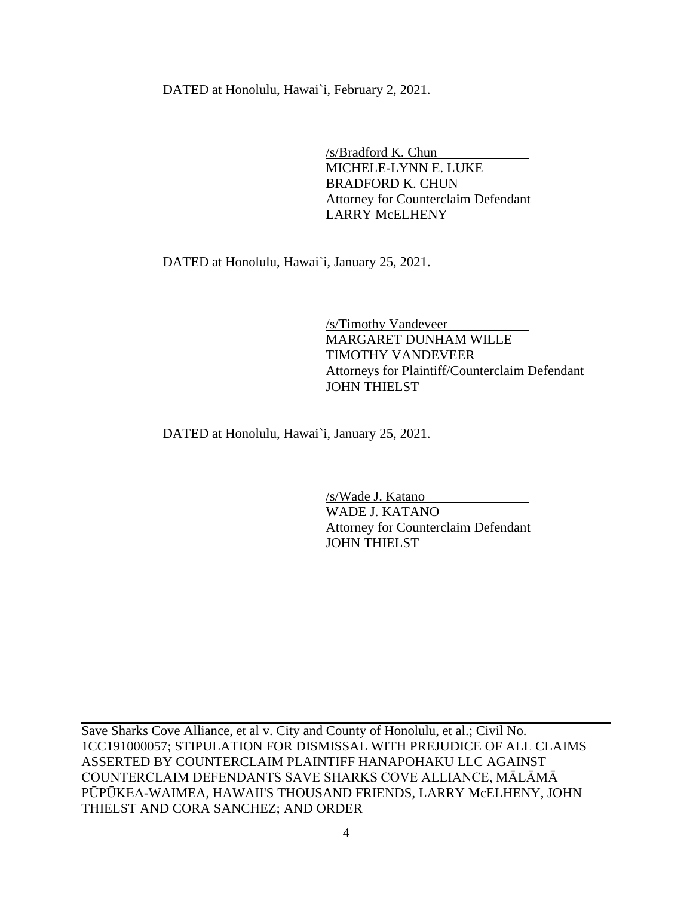DATED at Honolulu, Hawai`i, February 2, 2021.

/s/Bradford K. Chun
MICHELE-LYNN E. LUKE
BRADFORD K. CHUN
Attorney for Counterclaim Defendant
LARRY McELHENY

DATED at Honolulu, Hawai`i, January 25, 2021.

/s/Timothy Vandeveer
MARGARET DUNHAM WILLE
TIMOTHY VANDEVEER
Attorneys for Plaintiff/Counterclaim Defendant
JOHN THIELST

DATED at Honolulu, Hawai`i, January 25, 2021.

/s/Wade J. Katano
WADE J. KATANO
Attorney for Counterclaim Defendant
JOHN THIELST

Save Sharks Cove Alliance, et al v. City and County of Honolulu, et al.; Civil No. 1CC191000057; STIPULATION FOR DISMISSAL WITH PREJUDICE OF ALL CLAIMS ASSERTED BY COUNTERCLAIM PLAINTIFF HANAPOHAKU LLC AGAINST COUNTERCLAIM DEFENDANTS SAVE SHARKS COVE ALLIANCE, MĀLĀMĀ PŪPŪKEA-WAIMEA, HAWAII'S THOUSAND FRIENDS, LARRY McELHENY, JOHN THIELST AND CORA SANCHEZ; AND ORDER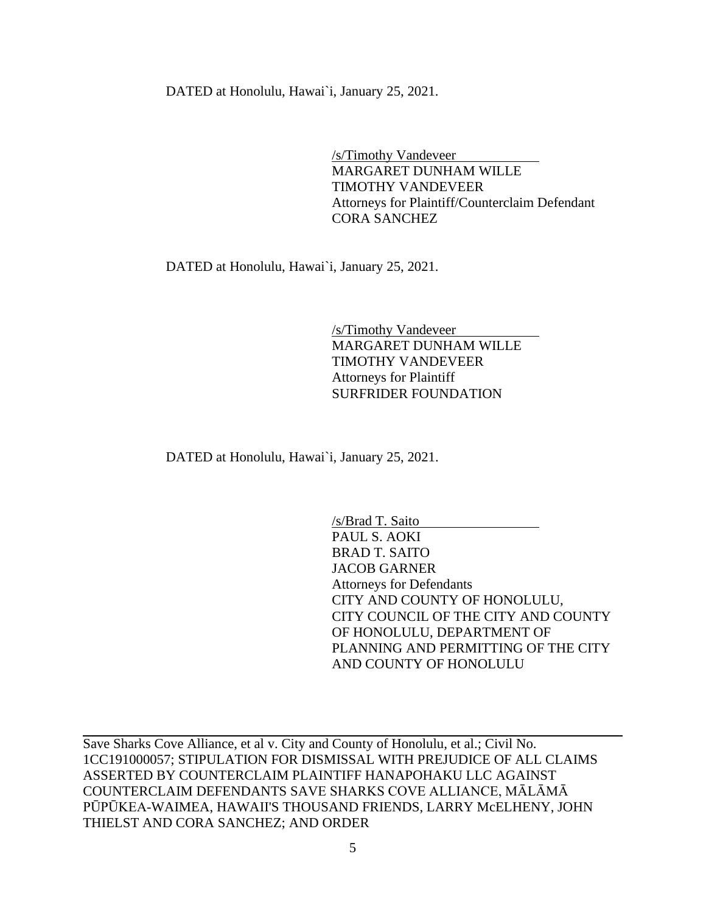DATED at Honolulu, Hawai`i, January 25, 2021.

/s/Timothy Vandeveer
MARGARET DUNHAM WILLE
TIMOTHY VANDEVEER
Attorneys for Plaintiff/Counterclaim Defendant
CORA SANCHEZ

DATED at Honolulu, Hawai`i, January 25, 2021.

/s/Timothy Vandeveer
MARGARET DUNHAM WILLE
TIMOTHY VANDEVEER
Attorneys for Plaintiff
SURFRIDER FOUNDATION

DATED at Honolulu, Hawai`i, January 25, 2021.

/s/Brad T. Saito
PAUL S. AOKI
BRAD T. SAITO
JACOB GARNER
Attorneys for Defendants
CITY AND COUNTY OF HONOLULU,
CITY COUNCIL OF THE CITY AND COUNTY OF HONOLULU, DEPARTMENT OF PLANNING AND PERMITTING OF THE CITY AND COUNTY OF HONOLULU

Save Sharks Cove Alliance, et al v. City and County of Honolulu, et al.; Civil No. 1CC191000057; STIPULATION FOR DISMISSAL WITH PREJUDICE OF ALL CLAIMS ASSERTED BY COUNTERCLAIM PLAINTIFF HANAPOHAKU LLC AGAINST COUNTERCLAIM DEFENDANTS SAVE SHARKS COVE ALLIANCE, MĀLĀMĀ PŪPŪKEA-WAIMEA, HAWAII'S THOUSAND FRIENDS, LARRY McELHENY, JOHN THIELST AND CORA SANCHEZ; AND ORDER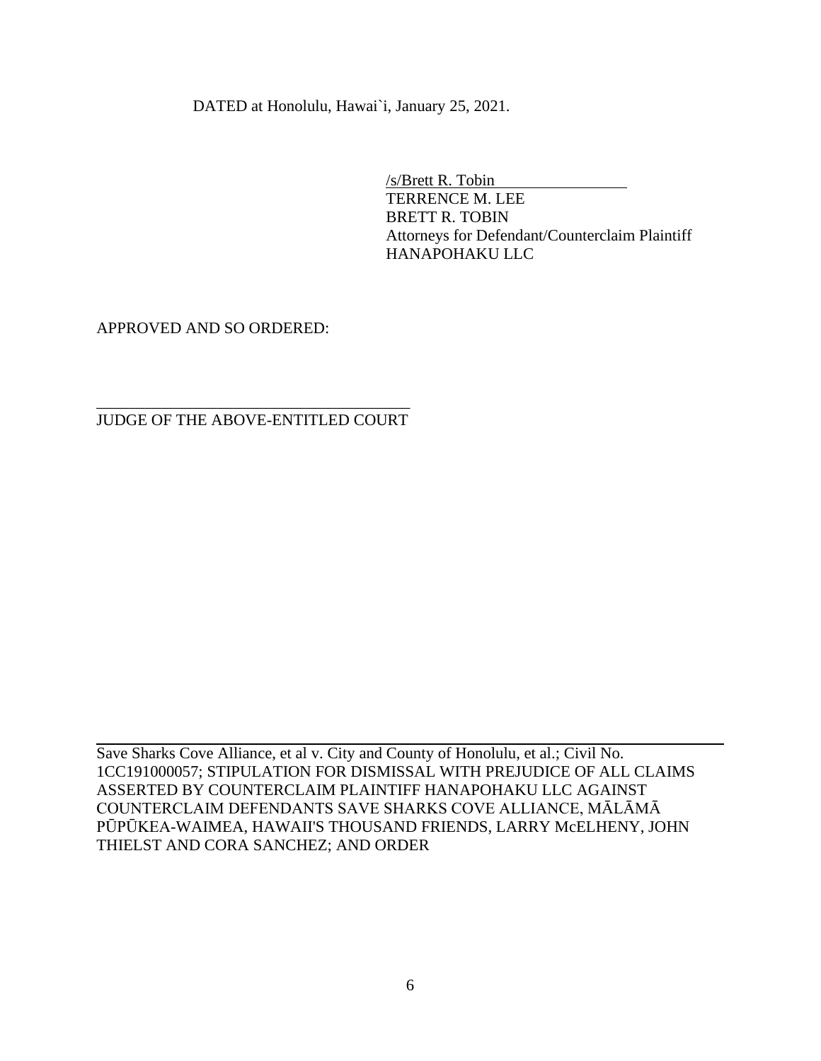DATED at Honolulu, Hawai`i, January 25, 2021.

/s/Brett R. Tobin
TERRENCE M. LEE
BRETT R. TOBIN
Attorneys for Defendant/Counterclaim Plaintiff
HANAPOHAKU LLC

APPROVED AND SO ORDERED:

_______________________________________
JUDGE OF THE ABOVE-ENTITLED COURT

Save Sharks Cove Alliance, et al v. City and County of Honolulu, et al.; Civil No. 1CC191000057; STIPULATION FOR DISMISSAL WITH PREJUDICE OF ALL CLAIMS ASSERTED BY COUNTERCLAIM PLAINTIFF HANAPOHAKU LLC AGAINST COUNTERCLAIM DEFENDANTS SAVE SHARKS COVE ALLIANCE, MĀLĀMĀ PŪPŪKEA-WAIMEA, HAWAII'S THOUSAND FRIENDS, LARRY McELHENY, JOHN THIELST AND CORA SANCHEZ; AND ORDER